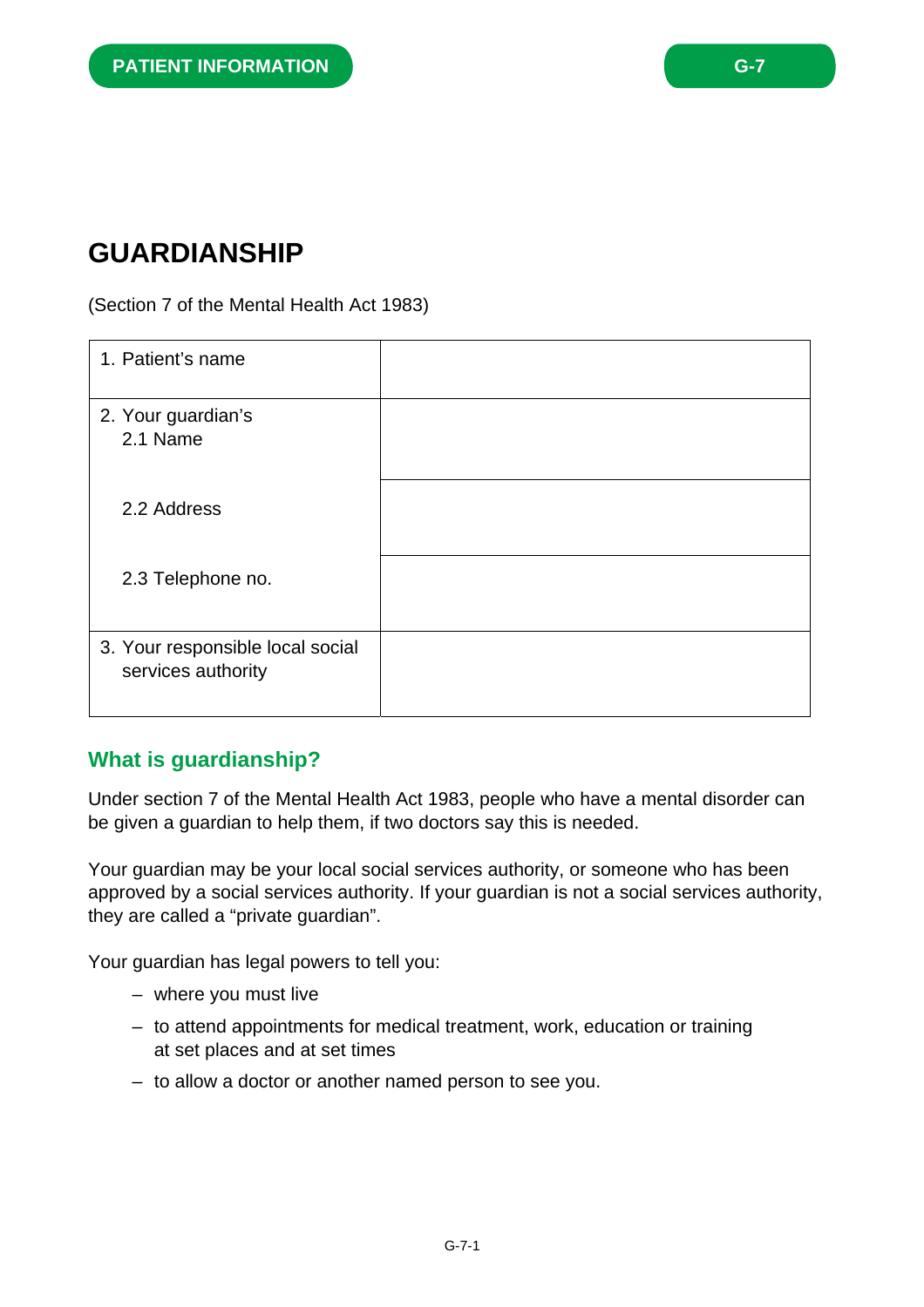PATIENT INFORMATION

G-7

# GUARDIANSHIP

(Section 7 of the Mental Health Act 1983)

| | |
|---|---|
| 1. Patient's name | |
| 2. Your guardian's<br>2.1 Name | |
| 2.2 Address | |
| 2.3 Telephone no. | |
| 3. Your responsible local social services authority | |

## What is guardianship?

Under section 7 of the Mental Health Act 1983, people who have a mental disorder can be given a guardian to help them, if two doctors say this is needed.

Your guardian may be your local social services authority, or someone who has been approved by a social services authority. If your guardian is not a social services authority, they are called a "private guardian".

Your guardian has legal powers to tell you:

- where you must live
- to attend appointments for medical treatment, work, education or training at set places and at set times
- to allow a doctor or another named person to see you.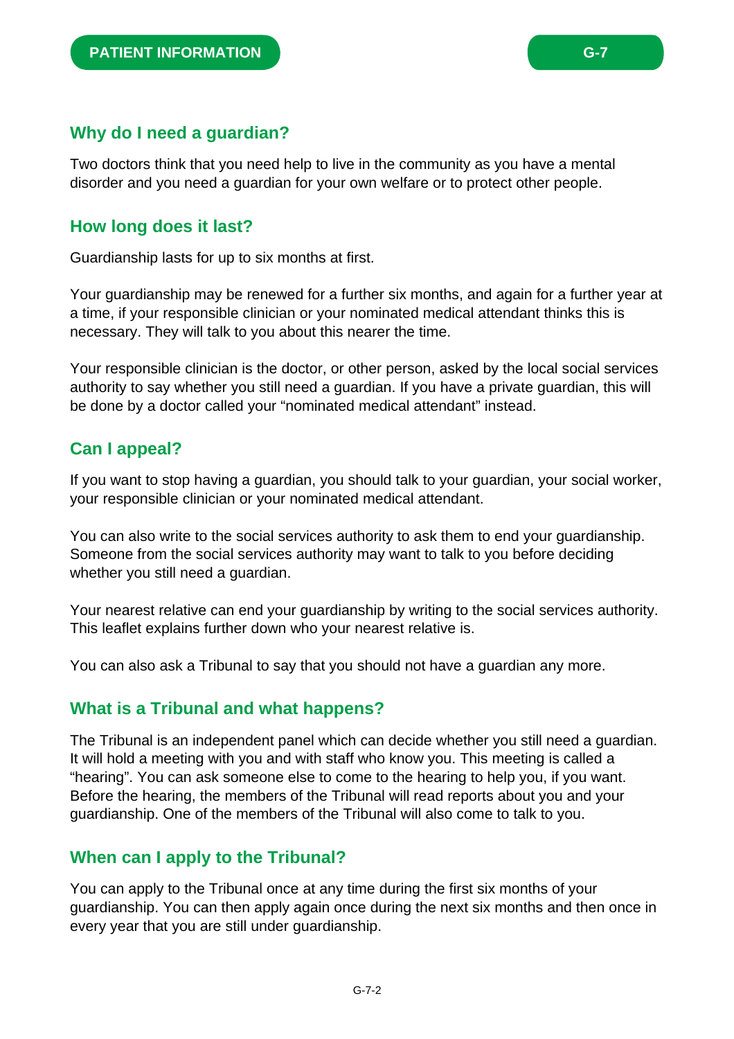## Why do I need a guardian?

Two doctors think that you need help to live in the community as you have a mental disorder and you need a guardian for your own welfare or to protect other people.

## How long does it last?

Guardianship lasts for up to six months at first.

Your guardianship may be renewed for a further six months, and again for a further year at a time, if your responsible clinician or your nominated medical attendant thinks this is necessary. They will talk to you about this nearer the time.

Your responsible clinician is the doctor, or other person, asked by the local social services authority to say whether you still need a guardian. If you have a private guardian, this will be done by a doctor called your "nominated medical attendant" instead.

## Can I appeal?

If you want to stop having a guardian, you should talk to your guardian, your social worker, your responsible clinician or your nominated medical attendant.

You can also write to the social services authority to ask them to end your guardianship. Someone from the social services authority may want to talk to you before deciding whether you still need a guardian.

Your nearest relative can end your guardianship by writing to the social services authority. This leaflet explains further down who your nearest relative is.

You can also ask a Tribunal to say that you should not have a guardian any more.

## What is a Tribunal and what happens?

The Tribunal is an independent panel which can decide whether you still need a guardian. It will hold a meeting with you and with staff who know you. This meeting is called a "hearing". You can ask someone else to come to the hearing to help you, if you want. Before the hearing, the members of the Tribunal will read reports about you and your guardianship. One of the members of the Tribunal will also come to talk to you.

## When can I apply to the Tribunal?

You can apply to the Tribunal once at any time during the first six months of your guardianship. You can then apply again once during the next six months and then once in every year that you are still under guardianship.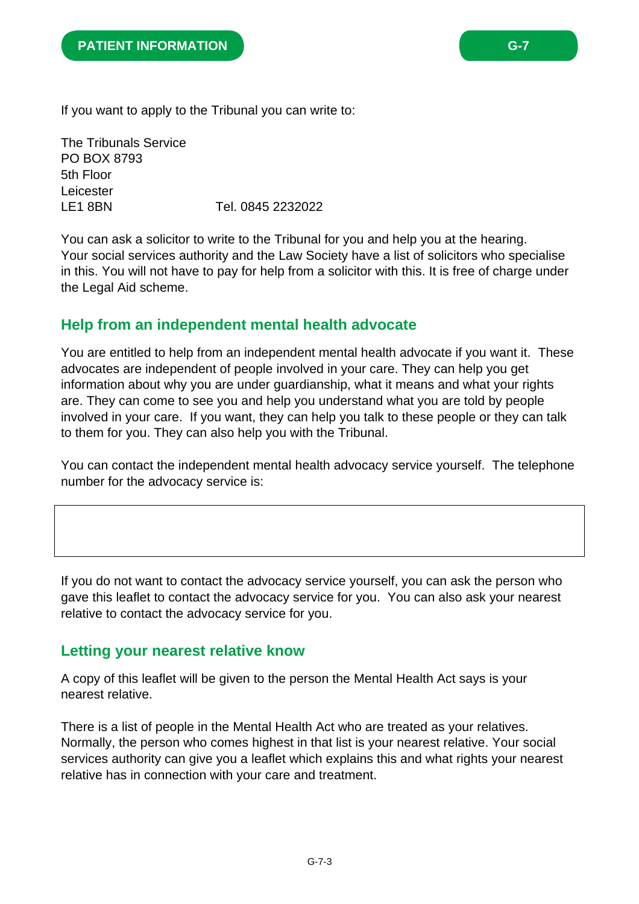If you want to apply to the Tribunal you can write to:

The Tribunals Service  
PO BOX 8793  
5th Floor  
Leicester  
LE1 8BN Tel. 0845 2232022

You can ask a solicitor to write to the Tribunal for you and help you at the hearing. Your social services authority and the Law Society have a list of solicitors who specialise in this. You will not have to pay for help from a solicitor with this. It is free of charge under the Legal Aid scheme.

## Help from an independent mental health advocate

You are entitled to help from an independent mental health advocate if you want it. These advocates are independent of people involved in your care. They can help you get information about why you are under guardianship, what it means and what your rights are. They can come to see you and help you understand what you are told by people involved in your care. If you want, they can help you talk to these people or they can talk to them for you. They can also help you with the Tribunal.

You can contact the independent mental health advocacy service yourself. The telephone number for the advocacy service is:

If you do not want to contact the advocacy service yourself, you can ask the person who gave this leaflet to contact the advocacy service for you. You can also ask your nearest relative to contact the advocacy service for you.

## Letting your nearest relative know

A copy of this leaflet will be given to the person the Mental Health Act says is your nearest relative.

There is a list of people in the Mental Health Act who are treated as your relatives. Normally, the person who comes highest in that list is your nearest relative. Your social services authority can give you a leaflet which explains this and what rights your nearest relative has in connection with your care and treatment.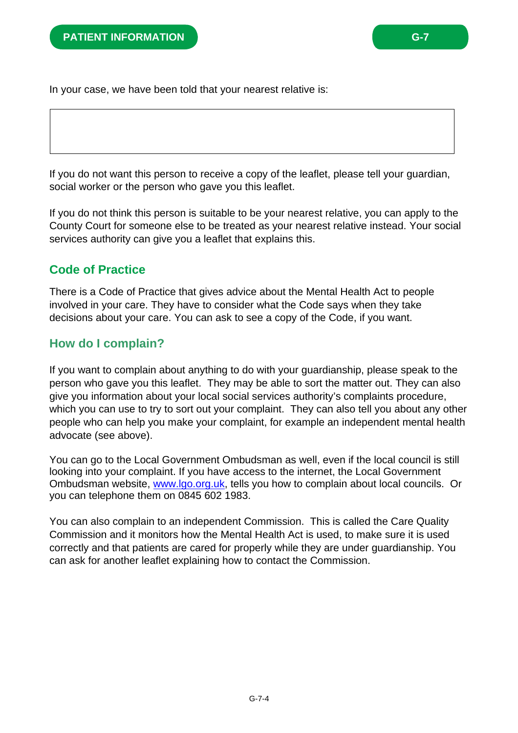In your case, we have been told that your nearest relative is:

| |
|---|
| |

If you do not want this person to receive a copy of the leaflet, please tell your guardian, social worker or the person who gave you this leaflet.

If you do not think this person is suitable to be your nearest relative, you can apply to the County Court for someone else to be treated as your nearest relative instead. Your social services authority can give you a leaflet that explains this.

## Code of Practice

There is a Code of Practice that gives advice about the Mental Health Act to people involved in your care. They have to consider what the Code says when they take decisions about your care. You can ask to see a copy of the Code, if you want.

## How do I complain?

If you want to complain about anything to do with your guardianship, please speak to the person who gave you this leaflet. They may be able to sort the matter out. They can also give you information about your local social services authority's complaints procedure, which you can use to try to sort out your complaint. They can also tell you about any other people who can help you make your complaint, for example an independent mental health advocate (see above).

You can go to the Local Government Ombudsman as well, even if the local council is still looking into your complaint. If you have access to the internet, the Local Government Ombudsman website, www.lgo.org.uk, tells you how to complain about local councils. Or you can telephone them on 0845 602 1983.

You can also complain to an independent Commission. This is called the Care Quality Commission and it monitors how the Mental Health Act is used, to make sure it is used correctly and that patients are cared for properly while they are under guardianship. You can ask for another leaflet explaining how to contact the Commission.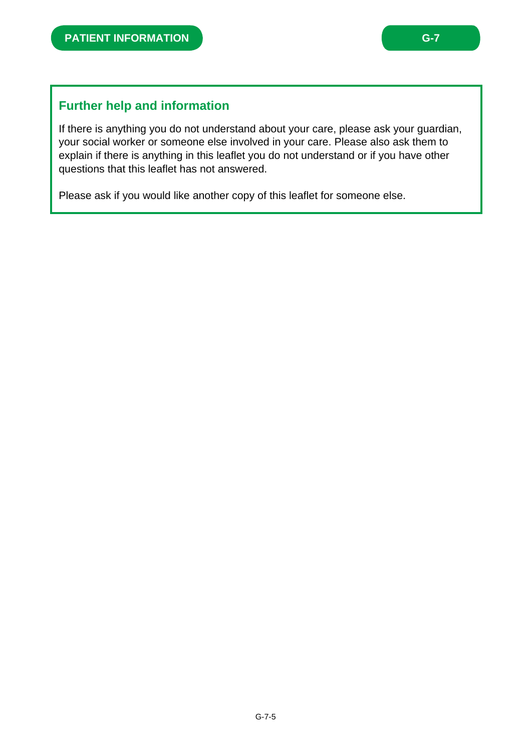## Further help and information

If there is anything you do not understand about your care, please ask your guardian, your social worker or someone else involved in your care. Please also ask them to explain if there is anything in this leaflet you do not understand or if you have other questions that this leaflet has not answered.

Please ask if you would like another copy of this leaflet for someone else.